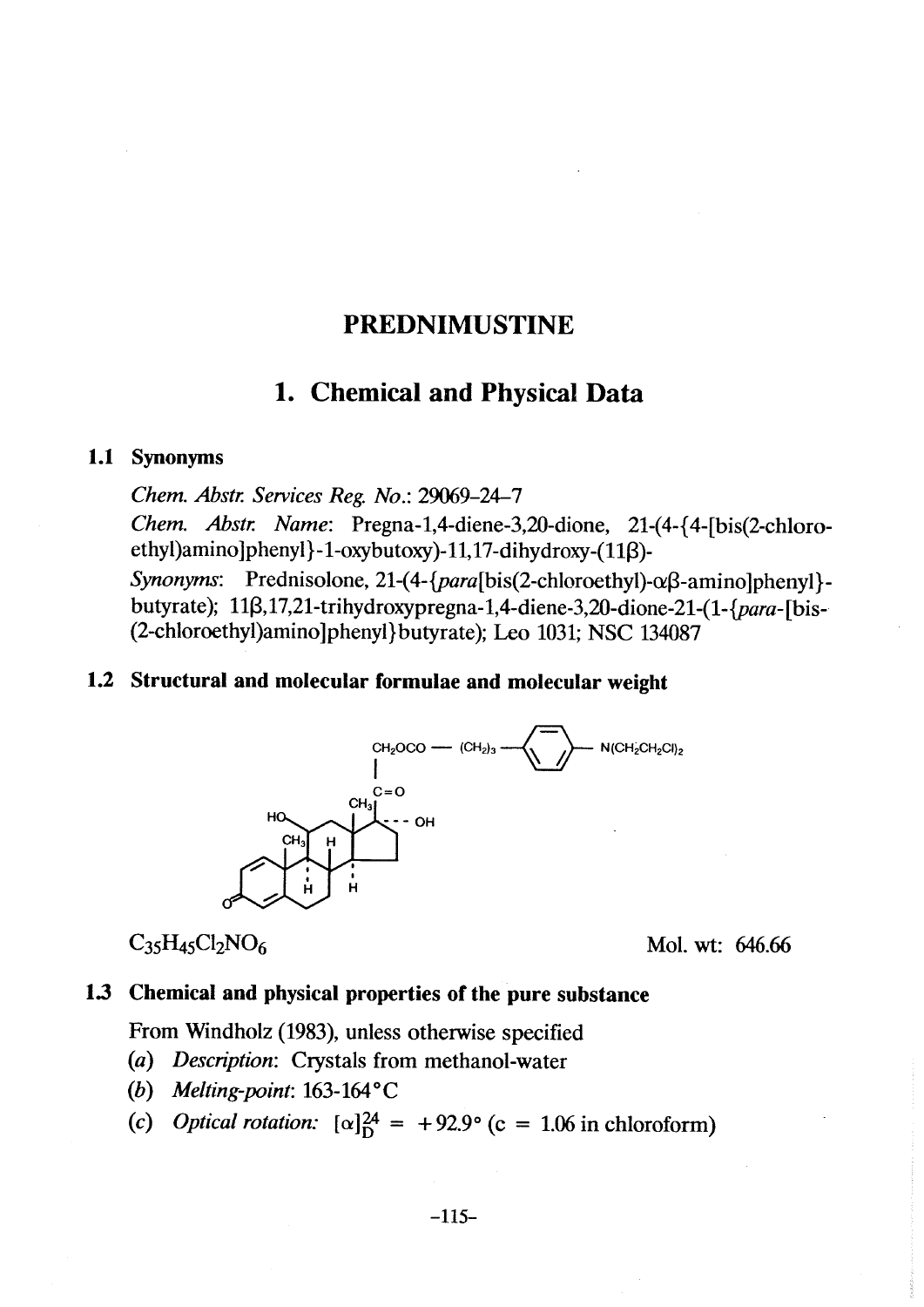# PREDNIMUSTINE

## 1. Chemical and Physical Data

### 1.1 Synonyms

*Chem. Abstr. Services Reg. No.*: 29069-24-7

*Chem. Abstr. Name*: Pregna-1,4-diene-3,20-dione, 21-(4-{4-[bis(2-chloroethyl)amino]phenyl}-1-oxybutoxy)-11,17-dihydroxy-(11β)-

*Synonyms*: Prednisolone, 21-(4-{*para*[bis(2-chloroethyl)-αβ-amino]phenyl}-butyrate); 11β,17,21-trihydroxypregna-1,4-diene-3,20-dione-21-(1-{*para*-[bis-(2-chloroethyl)amino]phenyl}butyrate); Leo 1031; NSC 134087

### 1.2 Structural and molecular formulae and molecular weight

$C_{35}H_{45}Cl_2NO_6$

Mol. wt: 646.66

### 1.3 Chemical and physical properties of the pure substance

From Windholz (1983), unless otherwise specified

(*a*) *Description*: Crystals from methanol-water

(*b*) *Melting-point*: 163-164°C

(*c*) *Optical rotation*: $[\alpha]_D^{24} = +92.9°$ (c = 1.06 in chloroform)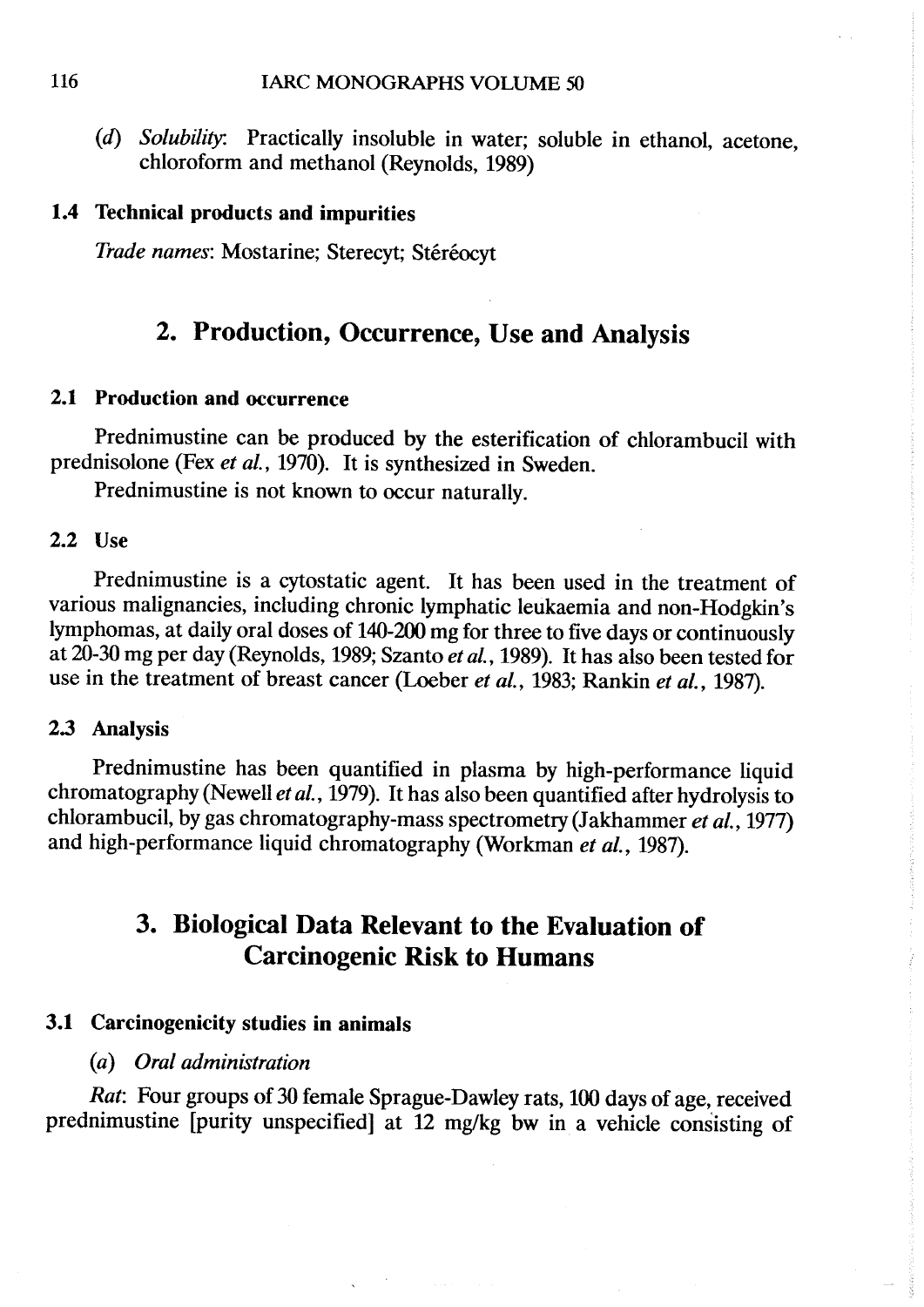(*d*) *Solubility*: Practically insoluble in water; soluble in ethanol, acetone, chloroform and methanol (Reynolds, 1989)

### 1.4 Technical products and impurities

*Trade names*: Mostarine; Sterecyt; Stéréocyt

## 2. Production, Occurrence, Use and Analysis

### 2.1 Production and occurrence

Prednimustine can be produced by the esterification of chlorambucil with prednisolone (Fex *et al.*, 1970). It is synthesized in Sweden.

Prednimustine is not known to occur naturally.

### 2.2 Use

Prednimustine is a cytostatic agent. It has been used in the treatment of various malignancies, including chronic lymphatic leukaemia and non-Hodgkin's lymphomas, at daily oral doses of 140-200 mg for three to five days or continuously at 20-30 mg per day (Reynolds, 1989; Szanto *et al.*, 1989). It has also been tested for use in the treatment of breast cancer (Loeber *et al.*, 1983; Rankin *et al.*, 1987).

### 2.3 Analysis

Prednimustine has been quantified in plasma by high-performance liquid chromatography (Newell *et al.*, 1979). It has also been quantified after hydrolysis to chlorambucil, by gas chromatography-mass spectrometry (Jakhammer *et al.*, 1977) and high-performance liquid chromatography (Workman *et al.*, 1987).

## 3. Biological Data Relevant to the Evaluation of Carcinogenic Risk to Humans

### 3.1 Carcinogenicity studies in animals

(*a*) *Oral administration*

*Rat*: Four groups of 30 female Sprague-Dawley rats, 100 days of age, received prednimustine [purity unspecified] at 12 mg/kg bw in a vehicle consisting of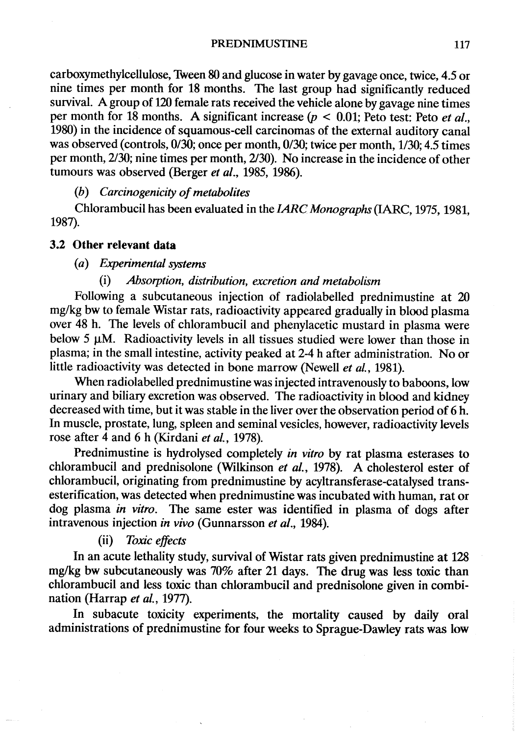carboxymethylcellulose, Tween 80 and glucose in water by gavage once, twice, 4.5 or nine times per month for 18 months. The last group had significantly reduced survival. A group of 120 female rats received the vehicle alone by gavage nine times per month for 18 months. A significant increase ($p < 0.01$; Peto test: Peto *et al.*, 1980) in the incidence of squamous-cell carcinomas of the external auditory canal was observed (controls, 0/30; once per month, 0/30; twice per month, 1/30; 4.5 times per month, 2/30; nine times per month, 2/30). No increase in the incidence of other tumours was observed (Berger *et al.*, 1985, 1986).

*(b) Carcinogenicity of metabolites*

Chlorambucil has been evaluated in the *IARC Monographs* (IARC, 1975, 1981, 1987).

### 3.2 Other relevant data

*(a) Experimental systems*

(i) *Absorption, distribution, excretion and metabolism*

Following a subcutaneous injection of radiolabelled prednimustine at 20 mg/kg bw to female Wistar rats, radioactivity appeared gradually in blood plasma over 48 h. The levels of chlorambucil and phenylacetic mustard in plasma were below 5 μM. Radioactivity levels in all tissues studied were lower than those in plasma; in the small intestine, activity peaked at 2-4 h after administration. No or little radioactivity was detected in bone marrow (Newell *et al.*, 1981).

When radiolabelled prednimustine was injected intravenously to baboons, low urinary and biliary excretion was observed. The radioactivity in blood and kidney decreased with time, but it was stable in the liver over the observation period of 6 h. In muscle, prostate, lung, spleen and seminal vesicles, however, radioactivity levels rose after 4 and 6 h (Kirdani *et al.*, 1978).

Prednimustine is hydrolysed completely *in vitro* by rat plasma esterases to chlorambucil and prednisolone (Wilkinson *et al.*, 1978). A cholesterol ester of chlorambucil, originating from prednimustine by acyltransferase-catalysed trans-esterification, was detected when prednimustine was incubated with human, rat or dog plasma *in vitro*. The same ester was identified in plasma of dogs after intravenous injection *in vivo* (Gunnarsson *et al.*, 1984).

(ii) *Toxic effects*

In an acute lethality study, survival of Wistar rats given prednimustine at 128 mg/kg bw subcutaneously was 70% after 21 days. The drug was less toxic than chlorambucil and less toxic than chlorambucil and prednisolone given in combination (Harrap *et al.*, 1977).

In subacute toxicity experiments, the mortality caused by daily oral administrations of prednimustine for four weeks to Sprague-Dawley rats was low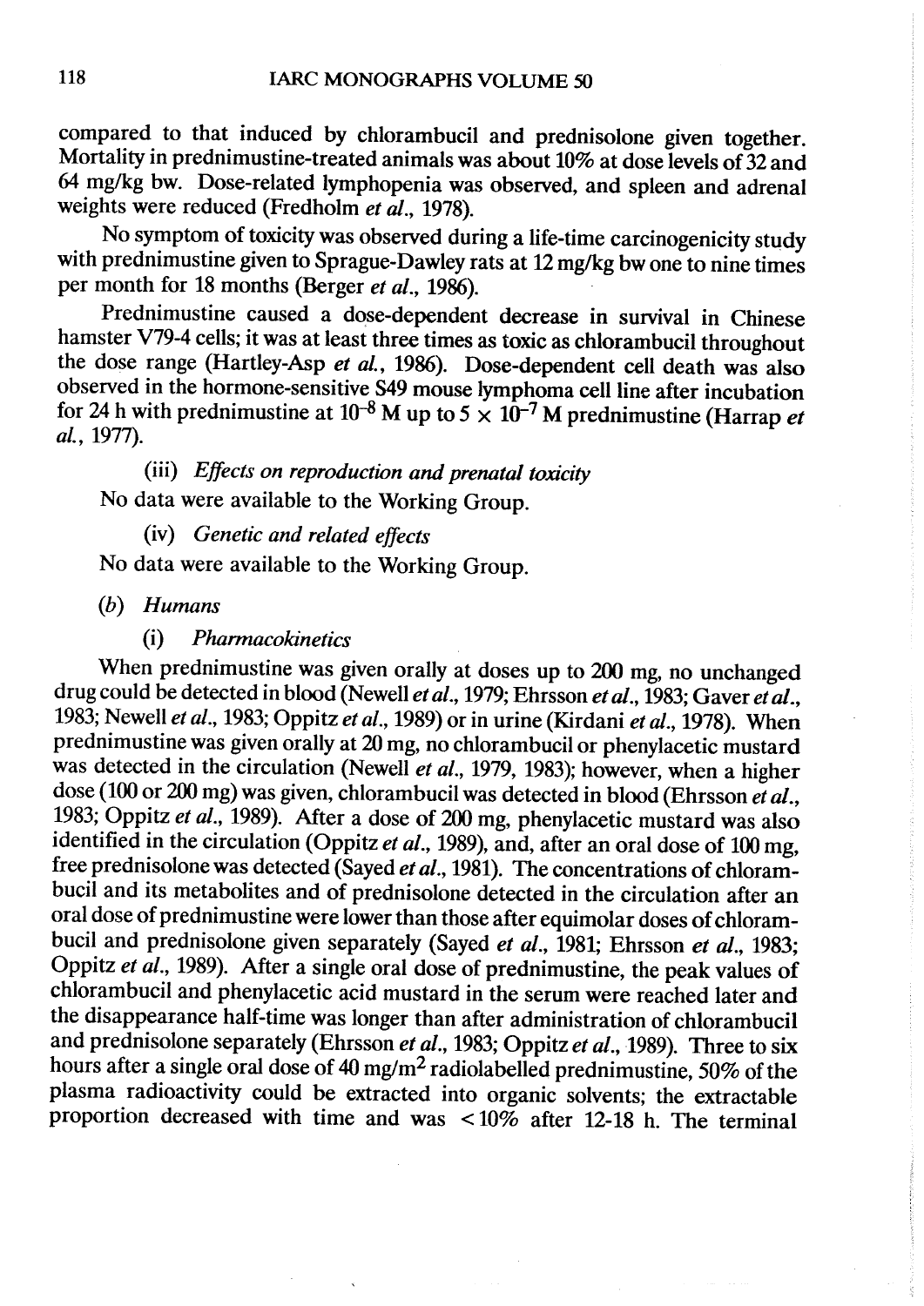compared to that induced by chlorambucil and prednisolone given together. Mortality in prednimustine-treated animals was about 10% at dose levels of 32 and 64 mg/kg bw. Dose-related lymphopenia was observed, and spleen and adrenal weights were reduced (Fredholm *et al.*, 1978).

No symptom of toxicity was observed during a life-time carcinogenicity study with prednimustine given to Sprague-Dawley rats at 12 mg/kg bw one to nine times per month for 18 months (Berger *et al.*, 1986).

Prednimustine caused a dose-dependent decrease in survival in Chinese hamster V79-4 cells; it was at least three times as toxic as chlorambucil throughout the dose range (Hartley-Asp *et al.*, 1986). Dose-dependent cell death was also observed in the hormone-sensitive S49 mouse lymphoma cell line after incubation for 24 h with prednimustine at $10^{-8}$ M up to $5 \times 10^{-7}$ M prednimustine (Harrap *et al.*, 1977).

(iii) *Effects on reproduction and prenatal toxicity*

No data were available to the Working Group.

(iv) *Genetic and related effects*

No data were available to the Working Group.

(*b*) *Humans*

(i) *Pharmacokinetics*

When prednimustine was given orally at doses up to 200 mg, no unchanged drug could be detected in blood (Newell *et al.*, 1979; Ehrsson *et al.*, 1983; Gaver *et al.*, 1983; Newell *et al.*, 1983; Oppitz *et al.*, 1989) or in urine (Kirdani *et al.*, 1978). When prednimustine was given orally at 20 mg, no chlorambucil or phenylacetic mustard was detected in the circulation (Newell *et al.*, 1979, 1983); however, when a higher dose (100 or 200 mg) was given, chlorambucil was detected in blood (Ehrsson *et al.*, 1983; Oppitz *et al.*, 1989). After a dose of 200 mg, phenylacetic mustard was also identified in the circulation (Oppitz *et al.*, 1989), and, after an oral dose of 100 mg, free prednisolone was detected (Sayed *et al.*, 1981). The concentrations of chlorambucil and its metabolites and of prednisolone detected in the circulation after an oral dose of prednimustine were lower than those after equimolar doses of chlorambucil and prednisolone given separately (Sayed *et al.*, 1981; Ehrsson *et al.*, 1983; Oppitz *et al.*, 1989). After a single oral dose of prednimustine, the peak values of chlorambucil and phenylacetic acid mustard in the serum were reached later and the disappearance half-time was longer than after administration of chlorambucil and prednisolone separately (Ehrsson *et al.*, 1983; Oppitz *et al.*, 1989). Three to six hours after a single oral dose of 40 mg/m$^2$ radiolabelled prednimustine, 50% of the plasma radioactivity could be extracted into organic solvents; the extractable proportion decreased with time and was < 10% after 12-18 h. The terminal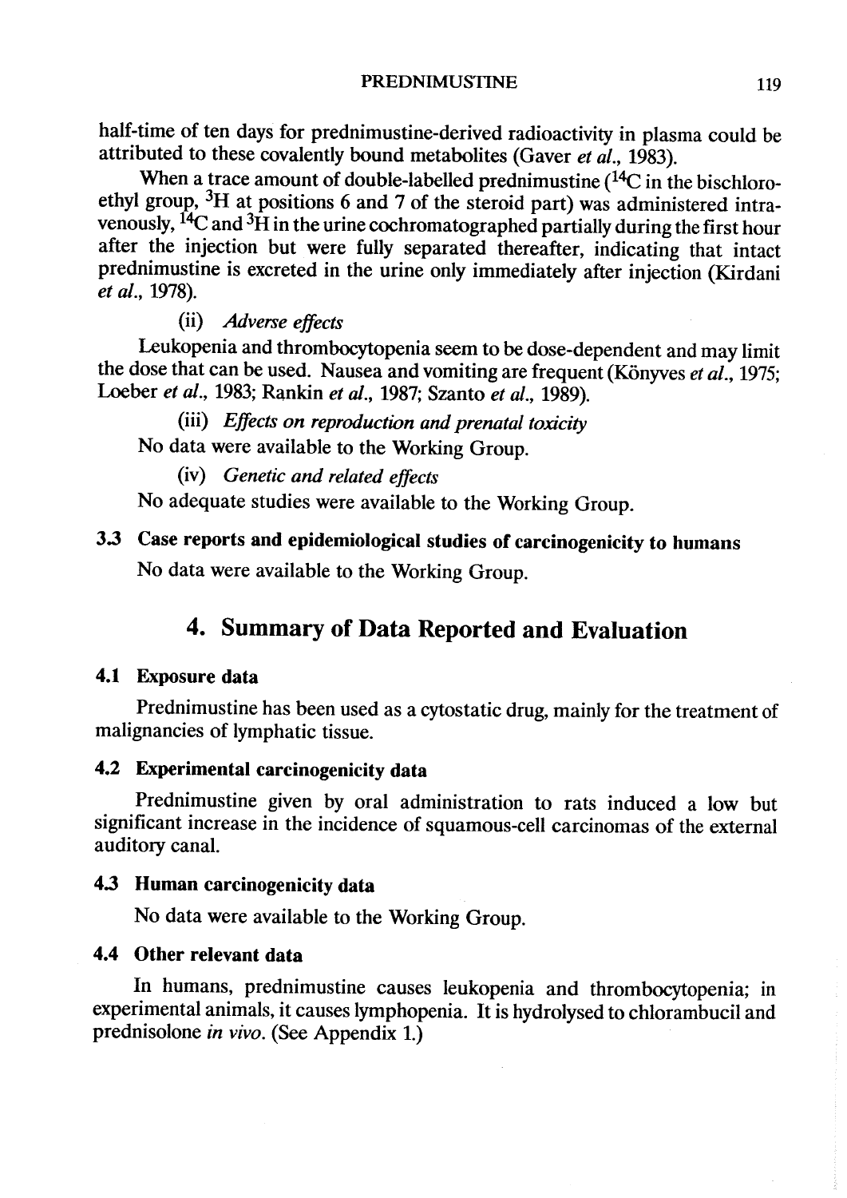half-time of ten days for prednimustine-derived radioactivity in plasma could be attributed to these covalently bound metabolites (Gaver *et al.*, 1983).

When a trace amount of double-labelled prednimustine ($^{14}C$ in the bischloroethyl group, $^{3}H$ at positions 6 and 7 of the steroid part) was administered intravenously, $^{14}C$ and $^{3}H$ in the urine cochromatographed partially during the first hour after the injection but were fully separated thereafter, indicating that intact prednimustine is excreted in the urine only immediately after injection (Kirdani *et al.*, 1978).

(ii) *Adverse effects*

Leukopenia and thrombocytopenia seem to be dose-dependent and may limit the dose that can be used. Nausea and vomiting are frequent (Könyves *et al.*, 1975; Loeber *et al.*, 1983; Rankin *et al.*, 1987; Szanto *et al.*, 1989).

(iii) *Effects on reproduction and prenatal toxicity*

No data were available to the Working Group.

(iv) *Genetic and related effects*

No adequate studies were available to the Working Group.

### 3.3 Case reports and epidemiological studies of carcinogenicity to humans

No data were available to the Working Group.

## 4. Summary of Data Reported and Evaluation

### 4.1 Exposure data

Prednimustine has been used as a cytostatic drug, mainly for the treatment of malignancies of lymphatic tissue.

### 4.2 Experimental carcinogenicity data

Prednimustine given by oral administration to rats induced a low but significant increase in the incidence of squamous-cell carcinomas of the external auditory canal.

### 4.3 Human carcinogenicity data

No data were available to the Working Group.

### 4.4 Other relevant data

In humans, prednimustine causes leukopenia and thrombocytopenia; in experimental animals, it causes lymphopenia. It is hydrolysed to chlorambucil and prednisolone *in vivo*. (See Appendix 1.)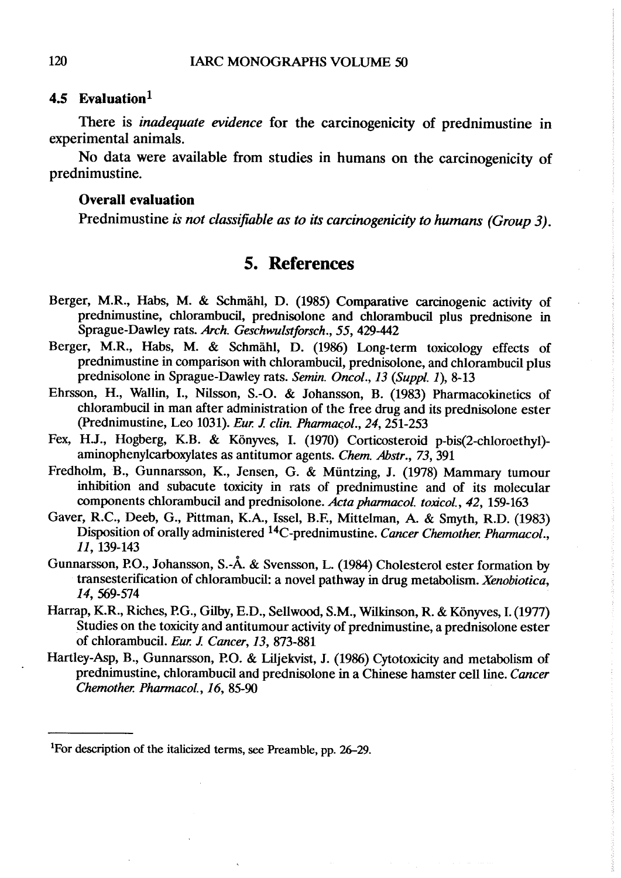### 4.5 Evaluation[1]

There is *inadequate evidence* for the carcinogenicity of prednimustine in experimental animals.

No data were available from studies in humans on the carcinogenicity of prednimustine.

#### Overall evaluation

Prednimustine *is not classifiable as to its carcinogenicity to humans (Group 3)*.

## 5. References

Berger, M.R., Habs, M. & Schmähl, D. (1985) Comparative carcinogenic activity of prednimustine, chlorambucil, prednisolone and chlorambucil plus prednisone in Sprague-Dawley rats. *Arch. Geschwulstforsch.*, *55*, 429-442

Berger, M.R., Habs, M. & Schmähl, D. (1986) Long-term toxicology effects of prednimustine in comparison with chlorambucil, prednisolone, and chlorambucil plus prednisolone in Sprague-Dawley rats. *Semin. Oncol.*, *13* (*Suppl. 1*), 8-13

Ehrsson, H., Wallin, I., Nilsson, S.-O. & Johansson, B. (1983) Pharmacokinetics of chlorambucil in man after administration of the free drug and its prednisolone ester (Prednimustine, Leo 1031). *Eur. J. clin. Pharmacol.*, *24*, 251-253

Fex, H.J., Hogberg, K.B. & Könyves, I. (1970) Corticosteroid p-bis(2-chloroethyl)-aminophenylcarboxylates as antitumor agents. *Chem. Abstr.*, *73*, 391

Fredholm, B., Gunnarsson, K., Jensen, G. & Müntzing, J. (1978) Mammary tumour inhibition and subacute toxicity in rats of prednimustine and of its molecular components chlorambucil and prednisolone. *Acta pharmacol. toxicol.*, *42*, 159-163

Gaver, R.C., Deeb, G., Pittman, K.A., Issel, B.F., Mittelman, A. & Smyth, R.D. (1983) Disposition of orally administered $^{14}$C-prednimustine. *Cancer Chemother. Pharmacol.*, *11*, 139-143

Gunnarsson, P.O., Johansson, S.-Å. & Svensson, L. (1984) Cholesterol ester formation by transesterification of chlorambucil: a novel pathway in drug metabolism. *Xenobiotica*, *14*, 569-574

Harrap, K.R., Riches, P.G., Gilby, E.D., Sellwood, S.M., Wilkinson, R. & Könyves, I. (1977) Studies on the toxicity and antitumour activity of prednimustine, a prednisolone ester of chlorambucil. *Eur. J. Cancer*, *13*, 873-881

Hartley-Asp, B., Gunnarsson, P.O. & Liljekvist, J. (1986) Cytotoxicity and metabolism of prednimustine, chlorambucil and prednisolone in a Chinese hamster cell line. *Cancer Chemother. Pharmacol.*, *16*, 85-90

---

[1]For description of the italicized terms, see Preamble, pp. 26–29.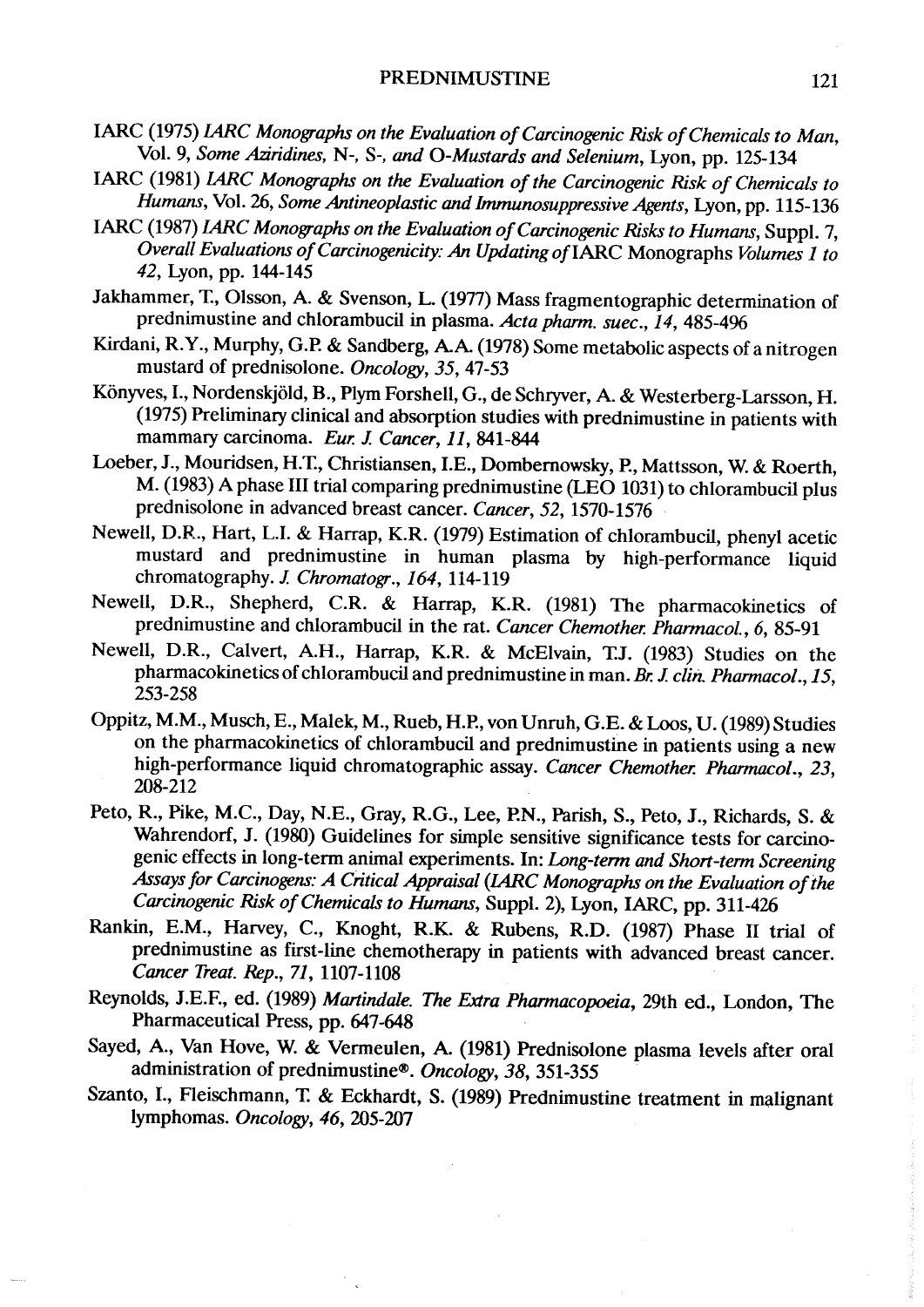IARC (1975) *IARC Monographs on the Evaluation of Carcinogenic Risk of Chemicals to Man*, Vol. 9, *Some Aziridines, N-, S-, and O-Mustards and Selenium*, Lyon, pp. 125-134

IARC (1981) *IARC Monographs on the Evaluation of the Carcinogenic Risk of Chemicals to Humans*, Vol. 26, *Some Antineoplastic and Immunosuppressive Agents*, Lyon, pp. 115-136

IARC (1987) *IARC Monographs on the Evaluation of Carcinogenic Risks to Humans*, Suppl. 7, *Overall Evaluations of Carcinogenicity: An Updating of* IARC Monographs *Volumes 1 to 42*, Lyon, pp. 144-145

Jakhammer, T., Olsson, A. & Svenson, L. (1977) Mass fragmentographic determination of prednimustine and chlorambucil in plasma. *Acta pharm. suec.*, *14*, 485-496

Kirdani, R.Y., Murphy, G.P. & Sandberg, A.A. (1978) Some metabolic aspects of a nitrogen mustard of prednisolone. *Oncology*, *35*, 47-53

Könyves, I., Nordenskjöld, B., Plym Forshell, G., de Schryver, A. & Westerberg-Larsson, H. (1975) Preliminary clinical and absorption studies with prednimustine in patients with mammary carcinoma. *Eur. J. Cancer*, *11*, 841-844

Loeber, J., Mouridsen, H.T., Christiansen, I.E., Dombernowsky, P., Mattsson, W. & Roerth, M. (1983) A phase III trial comparing prednimustine (LEO 1031) to chlorambucil plus prednisolone in advanced breast cancer. *Cancer*, *52*, 1570-1576

Newell, D.R., Hart, L.I. & Harrap, K.R. (1979) Estimation of chlorambucil, phenyl acetic mustard and prednimustine in human plasma by high-performance liquid chromatography. *J. Chromatogr.*, *164*, 114-119

Newell, D.R., Shepherd, C.R. & Harrap, K.R. (1981) The pharmacokinetics of prednimustine and chlorambucil in the rat. *Cancer Chemother. Pharmacol.*, *6*, 85-91

Newell, D.R., Calvert, A.H., Harrap, K.R. & McElvain, T.J. (1983) Studies on the pharmacokinetics of chlorambucil and prednimustine in man. *Br. J. clin. Pharmacol.*, *15*, 253-258

Oppitz, M.M., Musch, E., Malek, M., Rueb, H.P., von Unruh, G.E. & Loos, U. (1989) Studies on the pharmacokinetics of chlorambucil and prednimustine in patients using a new high-performance liquid chromatographic assay. *Cancer Chemother. Pharmacol.*, *23*, 208-212

Peto, R., Pike, M.C., Day, N.E., Gray, R.G., Lee, P.N., Parish, S., Peto, J., Richards, S. & Wahrendorf, J. (1980) Guidelines for simple sensitive significance tests for carcinogenic effects in long-term animal experiments. In: *Long-term and Short-term Screening Assays for Carcinogens: A Critical Appraisal* (*IARC Monographs on the Evaluation of the Carcinogenic Risk of Chemicals to Humans*, Suppl. 2), Lyon, IARC, pp. 311-426

Rankin, E.M., Harvey, C., Knoght, R.K. & Rubens, R.D. (1987) Phase II trial of prednimustine as first-line chemotherapy in patients with advanced breast cancer. *Cancer Treat. Rep.*, *71*, 1107-1108

Reynolds, J.E.F., ed. (1989) *Martindale. The Extra Pharmacopoeia*, 29th ed., London, The Pharmaceutical Press, pp. 647-648

Sayed, A., Van Hove, W. & Vermeulen, A. (1981) Prednisolone plasma levels after oral administration of prednimustine®. *Oncology*, *38*, 351-355

Szanto, I., Fleischmann, T. & Eckhardt, S. (1989) Prednimustine treatment in malignant lymphomas. *Oncology*, *46*, 205-207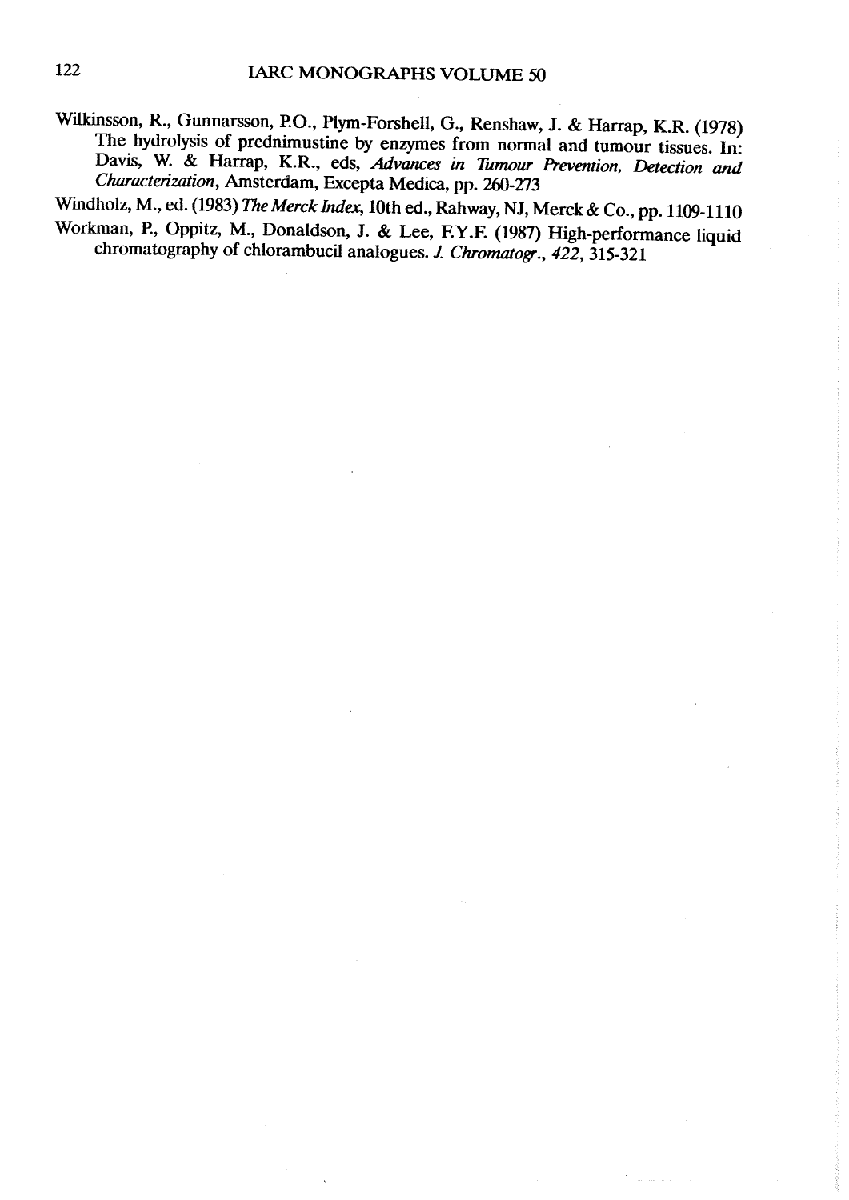Wilkinsson, R., Gunnarsson, P.O., Plym-Forshell, G., Renshaw, J. & Harrap, K.R. (1978) The hydrolysis of prednimustine by enzymes from normal and tumour tissues. In: Davis, W. & Harrap, K.R., eds, *Advances in Tumour Prevention, Detection and Characterization*, Amsterdam, Excepta Medica, pp. 260-273

Windholz, M., ed. (1983) *The Merck Index*, 10th ed., Rahway, NJ, Merck & Co., pp. 1109-1110

Workman, P., Oppitz, M., Donaldson, J. & Lee, F.Y.F. (1987) High-performance liquid chromatography of chlorambucil analogues. *J. Chromatogr.*, *422*, 315-321